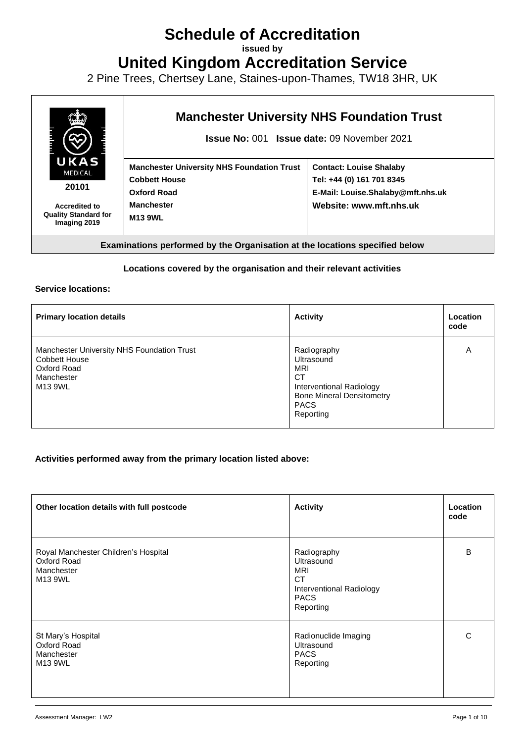# Schedule of Accreditation

**issued by**

# United Kingdom Accreditation Service

2 Pine Trees, Chertsey Lane, Staines-upon-Thames, TW18 3HR, UK

UKAS MEDICAL

**20101**

**Accredited to Quality Standard for Imaging 2019**

## Manchester University NHS Foundation Trust

**Issue No:** 001 **Issue date:** 09 November 2021

| | |
|---|---|
| **Manchester University NHS Foundation Trust**<br>**Cobbett House**<br>**Oxford Road**<br>**Manchester**<br>**M13 9WL** | **Contact: Louise Shalaby**<br>**Tel: +44 (0) 161 701 8345**<br>**E-Mail: Louise.Shalaby@mft.nhs.uk**<br>**Website: www.mft.nhs.uk** |

**Examinations performed by the Organisation at the locations specified below**

**Locations covered by the organisation and their relevant activities**

**Service locations:**

| Primary location details | Activity | Location code |
|---|---|---|
| Manchester University NHS Foundation Trust<br>Cobbett House<br>Oxford Road<br>Manchester<br>M13 9WL | Radiography<br>Ultrasound<br>MRI<br>CT<br>Interventional Radiology<br>Bone Mineral Densitometry<br>PACS<br>Reporting | A |

**Activities performed away from the primary location listed above:**

| Other location details with full postcode | Activity | Location code |
|---|---|---|
| Royal Manchester Children's Hospital<br>Oxford Road<br>Manchester<br>M13 9WL | Radiography<br>Ultrasound<br>MRI<br>CT<br>Interventional Radiology<br>PACS<br>Reporting | B |
| St Mary's Hospital<br>Oxford Road<br>Manchester<br>M13 9WL | Radionuclide Imaging<br>Ultrasound<br>PACS<br>Reporting | C |

Assessment Manager: LW2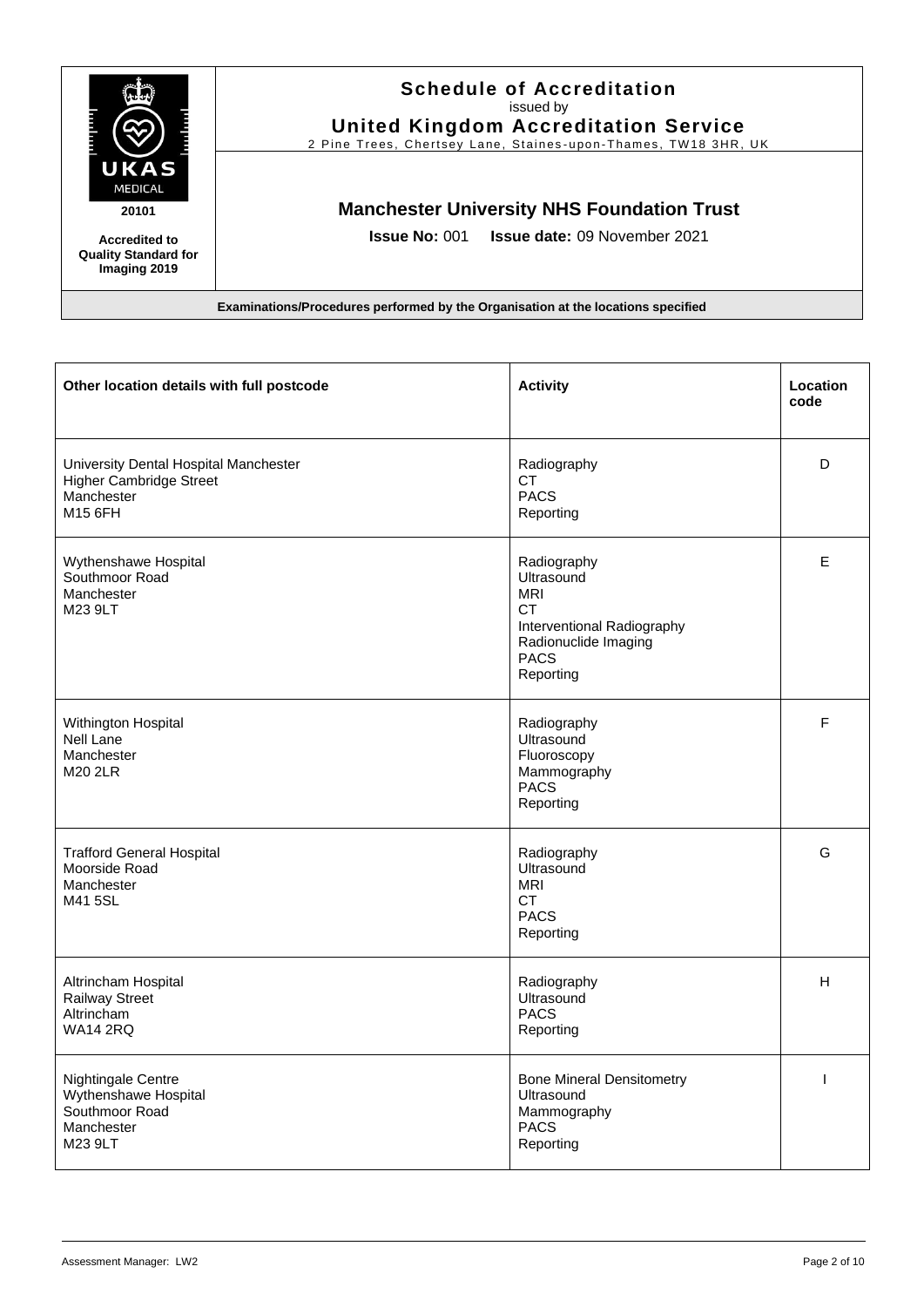# Schedule of Accreditation

issued by

**United Kingdom Accreditation Service**

2 Pine Trees, Chertsey Lane, Staines-upon-Thames, TW18 3HR, UK

UKAS MEDICAL 20101

**Accredited to Quality Standard for Imaging 2019**

## Manchester University NHS Foundation Trust

**Issue No:** 001 **Issue date:** 09 November 2021

**Examinations/Procedures performed by the Organisation at the locations specified**

| Other location details with full postcode | Activity | Location code |
|---|---|---|
| University Dental Hospital Manchester<br>Higher Cambridge Street<br>Manchester<br>M15 6FH | Radiography<br>CT<br>PACS<br>Reporting | D |
| Wythenshawe Hospital<br>Southmoor Road<br>Manchester<br>M23 9LT | Radiography<br>Ultrasound<br>MRI<br>CT<br>Interventional Radiography<br>Radionuclide Imaging<br>PACS<br>Reporting | E |
| Withington Hospital<br>Nell Lane<br>Manchester<br>M20 2LR | Radiography<br>Ultrasound<br>Fluoroscopy<br>Mammography<br>PACS<br>Reporting | F |
| Trafford General Hospital<br>Moorside Road<br>Manchester<br>M41 5SL | Radiography<br>Ultrasound<br>MRI<br>CT<br>PACS<br>Reporting | G |
| Altrincham Hospital<br>Railway Street<br>Altrincham<br>WA14 2RQ | Radiography<br>Ultrasound<br>PACS<br>Reporting | H |
| Nightingale Centre<br>Wythenshawe Hospital<br>Southmoor Road<br>Manchester<br>M23 9LT | Bone Mineral Densitometry<br>Ultrasound<br>Mammography<br>PACS<br>Reporting | I |

Assessment Manager: LW2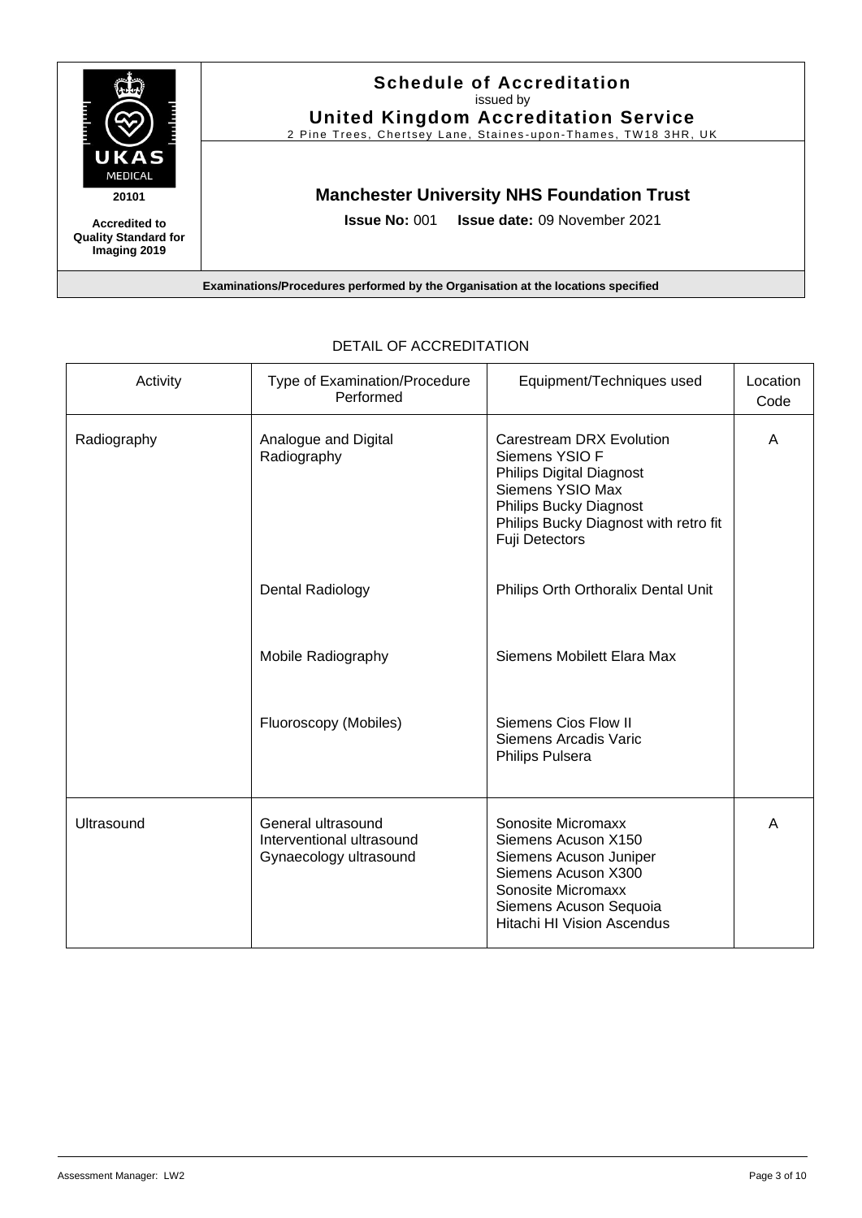**Schedule of Accreditation**
issued by
**United Kingdom Accreditation Service**
2 Pine Trees, Chertsey Lane, Staines-upon-Thames, TW18 3HR, UK

UKAS MEDICAL
**20101**
**Accredited to Quality Standard for Imaging 2019**

## Manchester University NHS Foundation Trust

**Issue No:** 001 **Issue date:** 09 November 2021

**Examinations/Procedures performed by the Organisation at the locations specified**

DETAIL OF ACCREDITATION

| Activity | Type of Examination/Procedure Performed | Equipment/Techniques used | Location Code |
|---|---|---|---|
| Radiography | Analogue and Digital Radiography | Carestream DRX Evolution<br>Siemens YSIO F<br>Philips Digital Diagnost<br>Siemens YSIO Max<br>Philips Bucky Diagnost<br>Philips Bucky Diagnost with retro fit Fuji Detectors | A |
| | Dental Radiology | Philips Orth Orthoralix Dental Unit | |
| | Mobile Radiography | Siemens Mobilett Elara Max | |
| | Fluoroscopy (Mobiles) | Siemens Cios Flow II<br>Siemens Arcadis Varic<br>Philips Pulsera | |
| Ultrasound | General ultrasound<br>Interventional ultrasound<br>Gynaecology ultrasound | Sonosite Micromaxx<br>Siemens Acuson X150<br>Siemens Acuson Juniper<br>Siemens Acuson X300<br>Sonosite Micromaxx<br>Siemens Acuson Sequoia<br>Hitachi HI Vision Ascendus | A |

Assessment Manager: LW2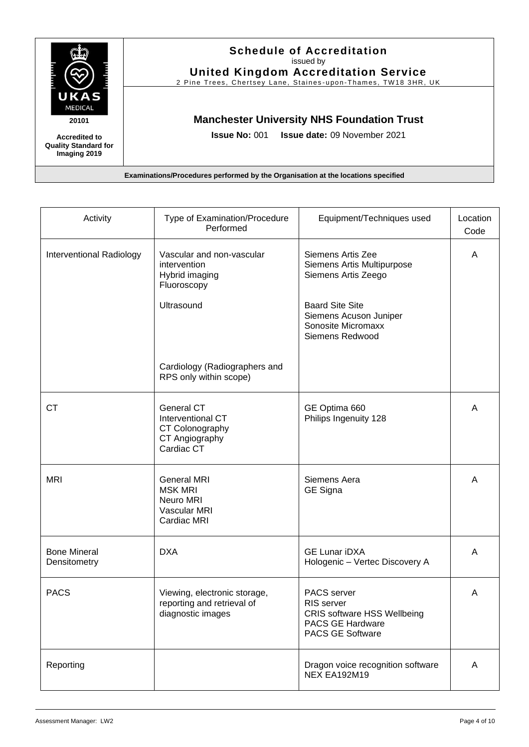**Schedule of Accreditation**
issued by
**United Kingdom Accreditation Service**
2 Pine Trees, Chertsey Lane, Staines-upon-Thames, TW18 3HR, UK

UKAS MEDICAL
**20101**
**Accredited to Quality Standard for Imaging 2019**

## Manchester University NHS Foundation Trust

**Issue No:** 001 **Issue date:** 09 November 2021

**Examinations/Procedures performed by the Organisation at the locations specified**

| Activity | Type of Examination/Procedure Performed | Equipment/Techniques used | Location Code |
|---|---|---|---|
| Interventional Radiology | Vascular and non-vascular intervention<br>Hybrid imaging<br>Fluoroscopy | Siemens Artis Zee<br>Siemens Artis Multipurpose<br>Siemens Artis Zeego | A |
| | Ultrasound | Baard Site Site<br>Siemens Acuson Juniper<br>Sonosite Micromaxx<br>Siemens Redwood | |
| | Cardiology (Radiographers and RPS only within scope) | | |
| CT | General CT<br>Interventional CT<br>CT Colonography<br>CT Angiography<br>Cardiac CT | GE Optima 660<br>Philips Ingenuity 128 | A |
| MRI | General MRI<br>MSK MRI<br>Neuro MRI<br>Vascular MRI<br>Cardiac MRI | Siemens Aera<br>GE Signa | A |
| Bone Mineral Densitometry | DXA | GE Lunar iDXA<br>Hologenic – Vertec Discovery A | A |
| PACS | Viewing, electronic storage, reporting and retrieval of diagnostic images | PACS server<br>RIS server<br>CRIS software HSS Wellbeing<br>PACS GE Hardware<br>PACS GE Software | A |
| Reporting | | Dragon voice recognition software NEX EA192M19 | A |

Assessment Manager: LW2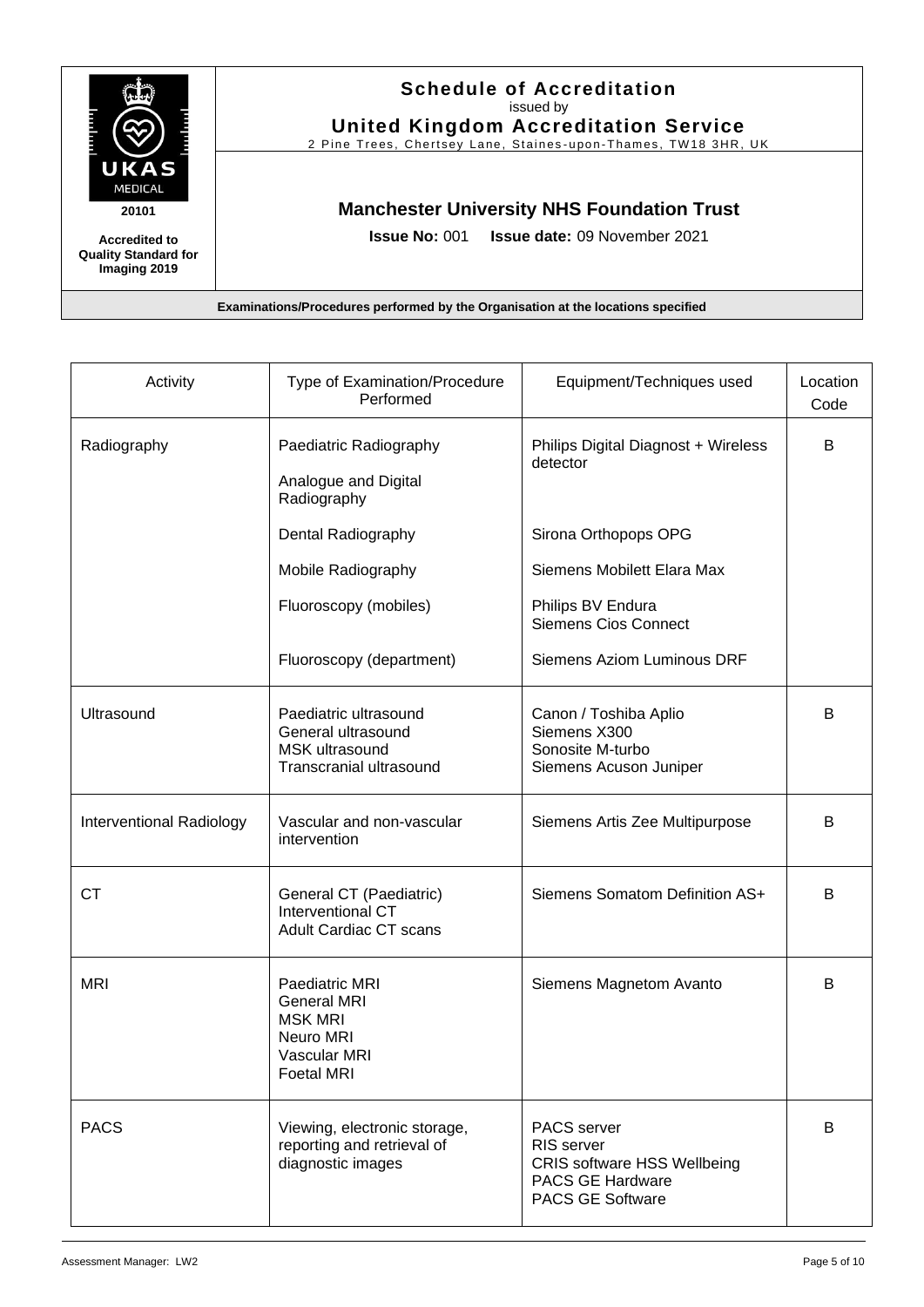**Schedule of Accreditation**
issued by
**United Kingdom Accreditation Service**
2 Pine Trees, Chertsey Lane, Staines-upon-Thames, TW18 3HR, UK

UKAS MEDICAL
20101
**Accredited to Quality Standard for Imaging 2019**

## Manchester University NHS Foundation Trust

**Issue No:** 001 **Issue date:** 09 November 2021

**Examinations/Procedures performed by the Organisation at the locations specified**

| Activity | Type of Examination/Procedure Performed | Equipment/Techniques used | Location Code |
|---|---|---|---|
| Radiography | Paediatric Radiography<br>Analogue and Digital Radiography | Philips Digital Diagnost + Wireless detector | B |
| | Dental Radiography | Sirona Orthopops OPG | |
| | Mobile Radiography | Siemens Mobilett Elara Max | |
| | Fluoroscopy (mobiles) | Philips BV Endura<br>Siemens Cios Connect | |
| | Fluoroscopy (department) | Siemens Aziom Luminous DRF | |
| Ultrasound | Paediatric ultrasound<br>General ultrasound<br>MSK ultrasound<br>Transcranial ultrasound | Canon / Toshiba Aplio<br>Siemens X300<br>Sonosite M-turbo<br>Siemens Acuson Juniper | B |
| Interventional Radiology | Vascular and non-vascular intervention | Siemens Artis Zee Multipurpose | B |
| CT | General CT (Paediatric)<br>Interventional CT<br>Adult Cardiac CT scans | Siemens Somatom Definition AS+ | B |
| MRI | Paediatric MRI<br>General MRI<br>MSK MRI<br>Neuro MRI<br>Vascular MRI<br>Foetal MRI | Siemens Magnetom Avanto | B |
| PACS | Viewing, electronic storage, reporting and retrieval of diagnostic images | PACS server<br>RIS server<br>CRIS software HSS Wellbeing<br>PACS GE Hardware<br>PACS GE Software | B |

Assessment Manager: LW2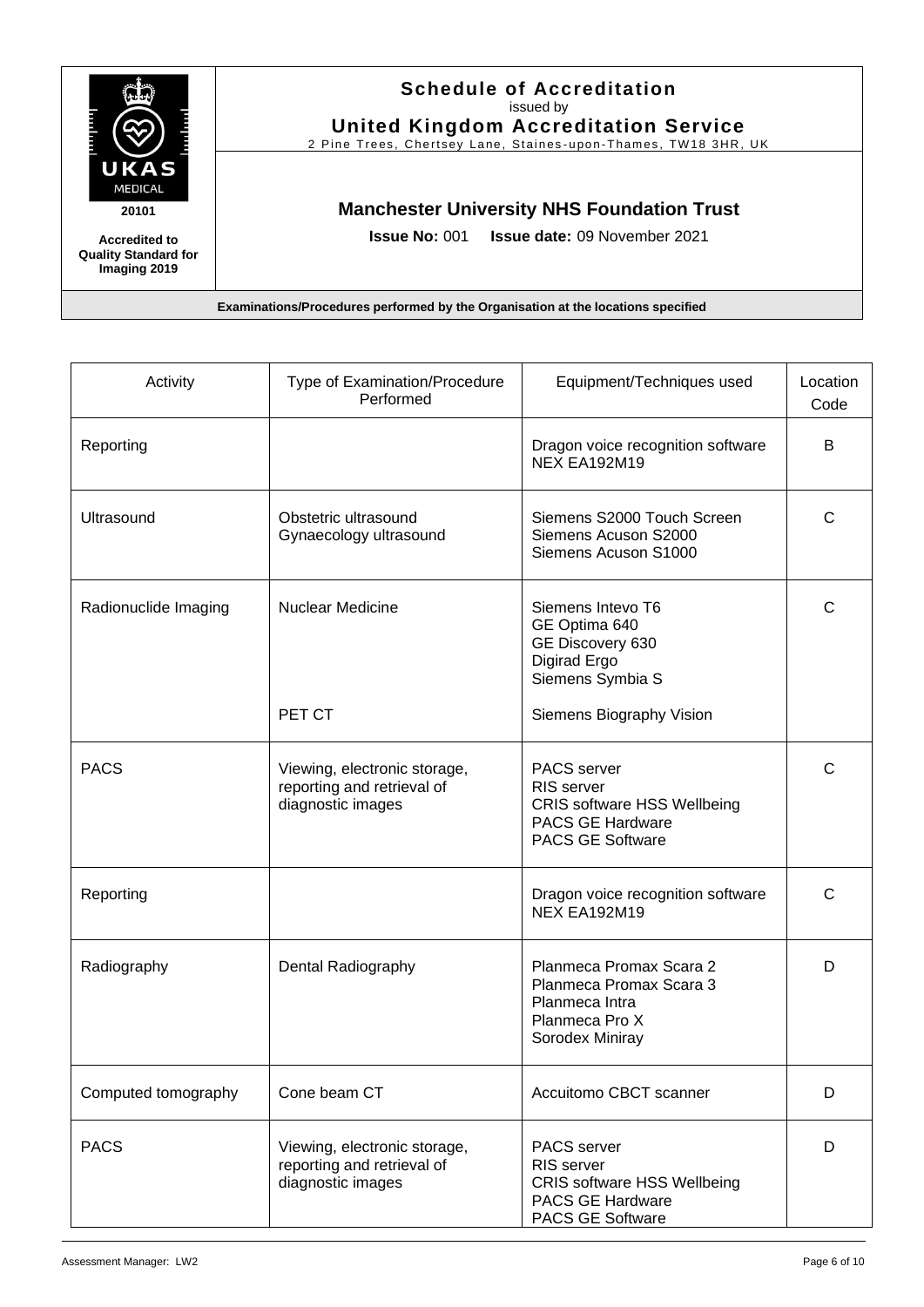# Schedule of Accreditation

issued by

**United Kingdom Accreditation Service**

2 Pine Trees, Chertsey Lane, Staines-upon-Thames, TW18 3HR, UK

UKAS MEDICAL 20101

**Accredited to Quality Standard for Imaging 2019**

## Manchester University NHS Foundation Trust

**Issue No:** 001 **Issue date:** 09 November 2021

**Examinations/Procedures performed by the Organisation at the locations specified**

| Activity | Type of Examination/Procedure Performed | Equipment/Techniques used | Location Code |
|---|---|---|---|
| Reporting | | Dragon voice recognition software<br>NEX EA192M19 | B |
| Ultrasound | Obstetric ultrasound<br>Gynaecology ultrasound | Siemens S2000 Touch Screen<br>Siemens Acuson S2000<br>Siemens Acuson S1000 | C |
| Radionuclide Imaging | Nuclear Medicine<br><br>PET CT | Siemens Intevo T6<br>GE Optima 640<br>GE Discovery 630<br>Digirad Ergo<br>Siemens Symbia S<br><br>Siemens Biography Vision | C |
| PACS | Viewing, electronic storage, reporting and retrieval of diagnostic images | PACS server<br>RIS server<br>CRIS software HSS Wellbeing<br>PACS GE Hardware<br>PACS GE Software | C |
| Reporting | | Dragon voice recognition software<br>NEX EA192M19 | C |
| Radiography | Dental Radiography | Planmeca Promax Scara 2<br>Planmeca Promax Scara 3<br>Planmeca Intra<br>Planmeca Pro X<br>Sorodex Miniray | D |
| Computed tomography | Cone beam CT | Accuitomo CBCT scanner | D |
| PACS | Viewing, electronic storage, reporting and retrieval of diagnostic images | PACS server<br>RIS server<br>CRIS software HSS Wellbeing<br>PACS GE Hardware<br>PACS GE Software | D |

Assessment Manager: LW2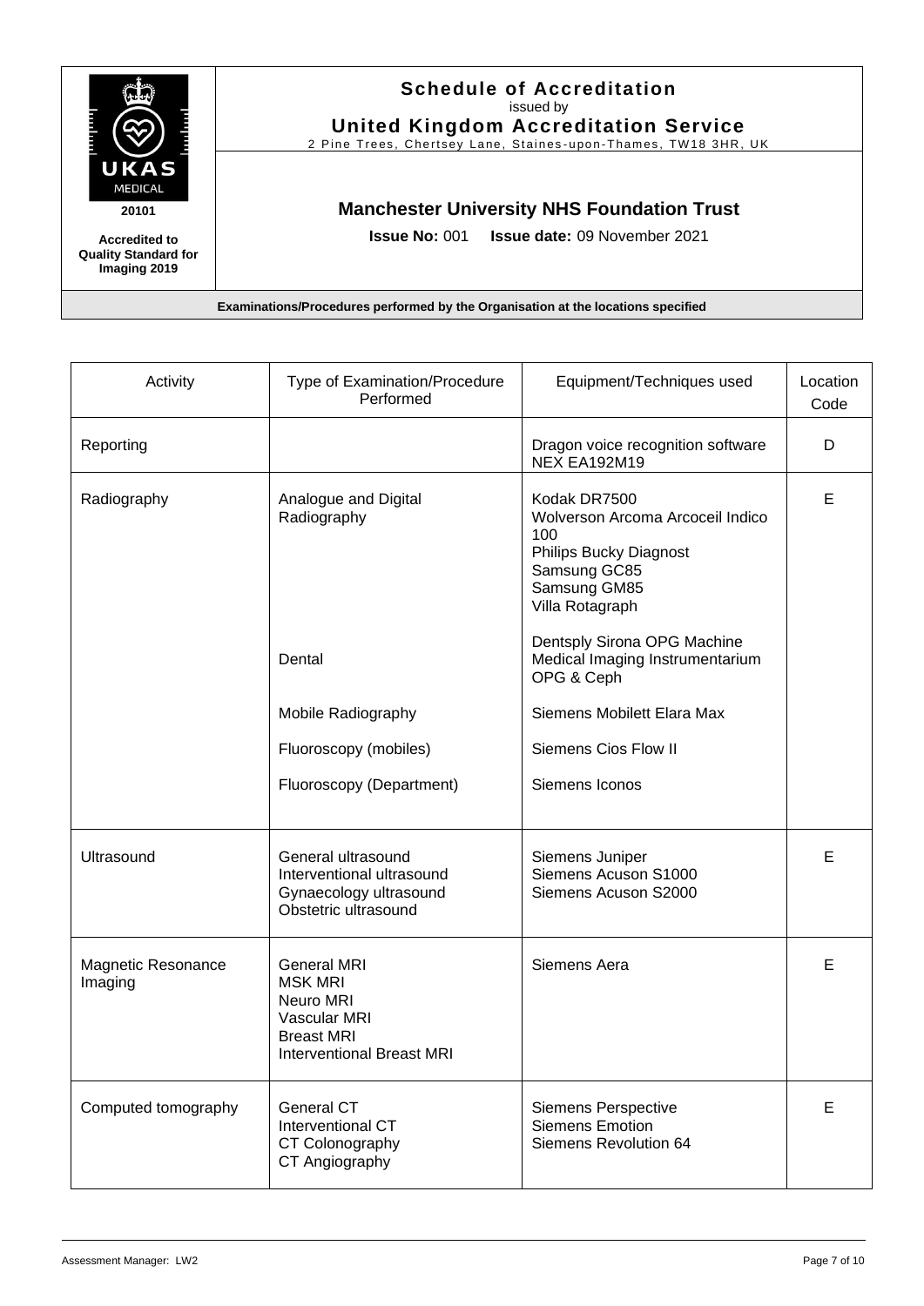# Schedule of Accreditation

issued by

**United Kingdom Accreditation Service**

2 Pine Trees, Chertsey Lane, Staines-upon-Thames, TW18 3HR, UK

UKAS MEDICAL

20101

**Accredited to Quality Standard for Imaging 2019**

## Manchester University NHS Foundation Trust

**Issue No:** 001 **Issue date:** 09 November 2021

**Examinations/Procedures performed by the Organisation at the locations specified**

| Activity | Type of Examination/Procedure Performed | Equipment/Techniques used | Location Code |
|---|---|---|---|
| Reporting | | Dragon voice recognition software NEX EA192M19 | D |
| Radiography | Analogue and Digital Radiography<br><br>Dental<br><br>Mobile Radiography<br><br>Fluoroscopy (mobiles)<br><br>Fluoroscopy (Department) | Kodak DR7500<br>Wolverson Arcoma Arcoceil Indico 100<br>Philips Bucky Diagnost<br>Samsung GC85<br>Samsung GM85<br>Villa Rotagraph<br><br>Dentsply Sirona OPG Machine<br>Medical Imaging Instrumentarium OPG & Ceph<br><br>Siemens Mobilett Elara Max<br><br>Siemens Cios Flow II<br><br>Siemens Iconos | E |
| Ultrasound | General ultrasound<br>Interventional ultrasound<br>Gynaecology ultrasound<br>Obstetric ultrasound | Siemens Juniper<br>Siemens Acuson S1000<br>Siemens Acuson S2000 | E |
| Magnetic Resonance Imaging | General MRI<br>MSK MRI<br>Neuro MRI<br>Vascular MRI<br>Breast MRI<br>Interventional Breast MRI | Siemens Aera | E |
| Computed tomography | General CT<br>Interventional CT<br>CT Colonography<br>CT Angiography | Siemens Perspective<br>Siemens Emotion<br>Siemens Revolution 64 | E |

Assessment Manager: LW2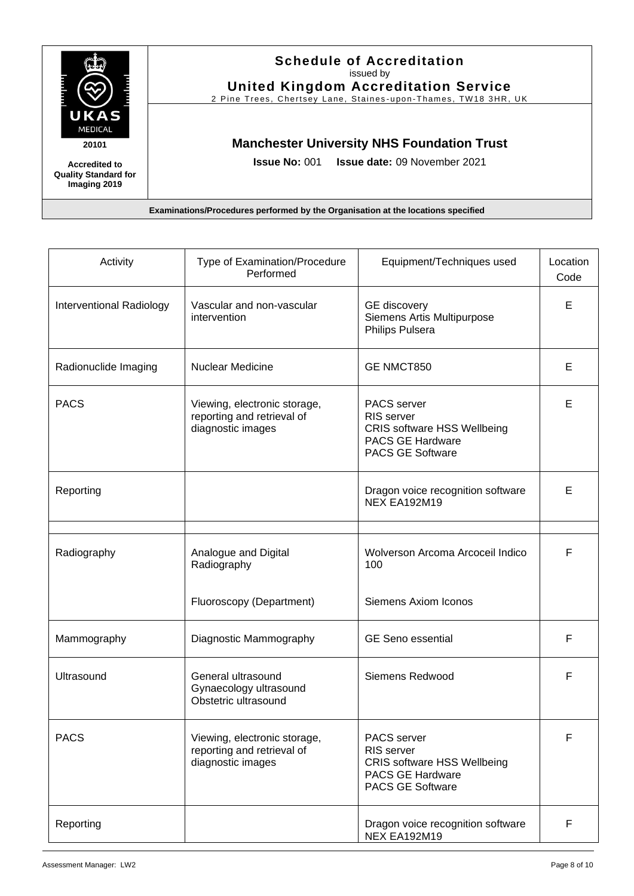**Schedule of Accreditation**
issued by
**United Kingdom Accreditation Service**
2 Pine Trees, Chertsey Lane, Staines-upon-Thames, TW18 3HR, UK

UKAS MEDICAL
**20101**
**Accredited to Quality Standard for Imaging 2019**

## Manchester University NHS Foundation Trust

**Issue No:** 001 **Issue date:** 09 November 2021

**Examinations/Procedures performed by the Organisation at the locations specified**

| Activity | Type of Examination/Procedure Performed | Equipment/Techniques used | Location Code |
|---|---|---|---|
| Interventional Radiology | Vascular and non-vascular intervention | GE discovery<br>Siemens Artis Multipurpose<br>Philips Pulsera | E |
| Radionuclide Imaging | Nuclear Medicine | GE NMCT850 | E |
| PACS | Viewing, electronic storage, reporting and retrieval of diagnostic images | PACS server<br>RIS server<br>CRIS software HSS Wellbeing<br>PACS GE Hardware<br>PACS GE Software | E |
| Reporting | | Dragon voice recognition software NEX EA192M19 | E |
| | | | |
| Radiography | Analogue and Digital Radiography<br><br>Fluoroscopy (Department) | Wolverson Arcoma Arcoceil Indico 100<br><br>Siemens Axiom Iconos | F |
| Mammography | Diagnostic Mammography | GE Seno essential | F |
| Ultrasound | General ultrasound<br>Gynaecology ultrasound<br>Obstetric ultrasound | Siemens Redwood | F |
| PACS | Viewing, electronic storage, reporting and retrieval of diagnostic images | PACS server<br>RIS server<br>CRIS software HSS Wellbeing<br>PACS GE Hardware<br>PACS GE Software | F |
| Reporting | | Dragon voice recognition software NEX EA192M19 | F |

Assessment Manager: LW2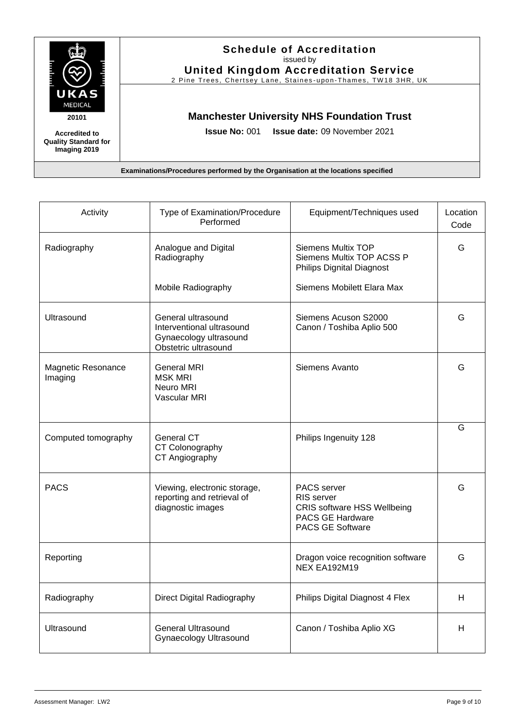**Schedule of Accreditation**
issued by
**United Kingdom Accreditation Service**
2 Pine Trees, Chertsey Lane, Staines-upon-Thames, TW18 3HR, UK

UKAS MEDICAL
**20101**
**Accredited to Quality Standard for Imaging 2019**

## Manchester University NHS Foundation Trust

**Issue No:** 001 **Issue date:** 09 November 2021

**Examinations/Procedures performed by the Organisation at the locations specified**

| Activity | Type of Examination/Procedure Performed | Equipment/Techniques used | Location Code |
|---|---|---|---|
| Radiography | Analogue and Digital Radiography<br><br>Mobile Radiography | Siemens Multix TOP<br>Siemens Multix TOP ACSS P<br>Philips Dignital Diagnost<br><br>Siemens Mobilett Elara Max | G |
| Ultrasound | General ultrasound<br>Interventional ultrasound<br>Gynaecology ultrasound<br>Obstetric ultrasound | Siemens Acuson S2000<br>Canon / Toshiba Aplio 500 | G |
| Magnetic Resonance Imaging | General MRI<br>MSK MRI<br>Neuro MRI<br>Vascular MRI | Siemens Avanto | G |
| Computed tomography | General CT<br>CT Colonography<br>CT Angiography | Philips Ingenuity 128 | G |
| PACS | Viewing, electronic storage, reporting and retrieval of diagnostic images | PACS server<br>RIS server<br>CRIS software HSS Wellbeing<br>PACS GE Hardware<br>PACS GE Software | G |
| Reporting | | Dragon voice recognition software NEX EA192M19 | G |
| Radiography | Direct Digital Radiography | Philips Digital Diagnost 4 Flex | H |
| Ultrasound | General Ultrasound<br>Gynaecology Ultrasound | Canon / Toshiba Aplio XG | H |

Assessment Manager: LW2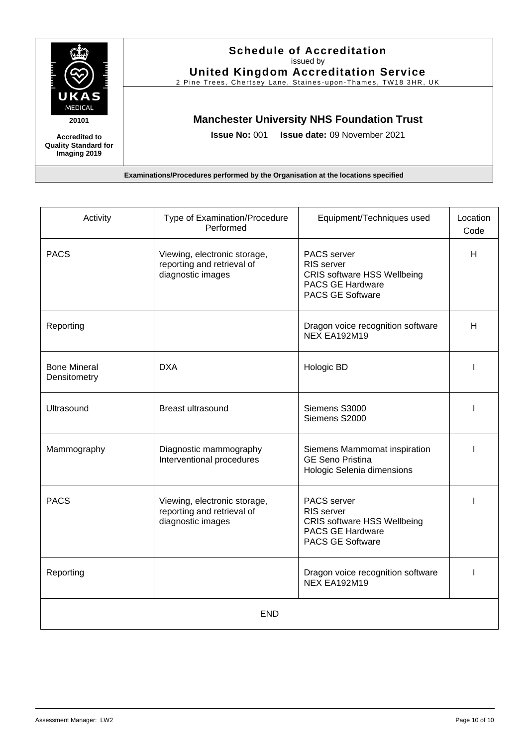**Schedule of Accreditation**
issued by
**United Kingdom Accreditation Service**
2 Pine Trees, Chertsey Lane, Staines-upon-Thames, TW18 3HR, UK

UKAS MEDICAL
**20101**
**Accredited to Quality Standard for Imaging 2019**

## Manchester University NHS Foundation Trust

**Issue No:** 001 **Issue date:** 09 November 2021

**Examinations/Procedures performed by the Organisation at the locations specified**

| Activity | Type of Examination/Procedure Performed | Equipment/Techniques used | Location Code |
|---|---|---|---|
| PACS | Viewing, electronic storage, reporting and retrieval of diagnostic images | PACS server<br>RIS server<br>CRIS software HSS Wellbeing<br>PACS GE Hardware<br>PACS GE Software | H |
| Reporting | | Dragon voice recognition software NEX EA192M19 | H |
| Bone Mineral Densitometry | DXA | Hologic BD | I |
| Ultrasound | Breast ultrasound | Siemens S3000<br>Siemens S2000 | I |
| Mammography | Diagnostic mammography<br>Interventional procedures | Siemens Mammomat inspiration<br>GE Seno Pristina<br>Hologic Selenia dimensions | I |
| PACS | Viewing, electronic storage, reporting and retrieval of diagnostic images | PACS server<br>RIS server<br>CRIS software HSS Wellbeing<br>PACS GE Hardware<br>PACS GE Software | I |
| Reporting | | Dragon voice recognition software NEX EA192M19 | I |
| END | | | |

Assessment Manager: LW2